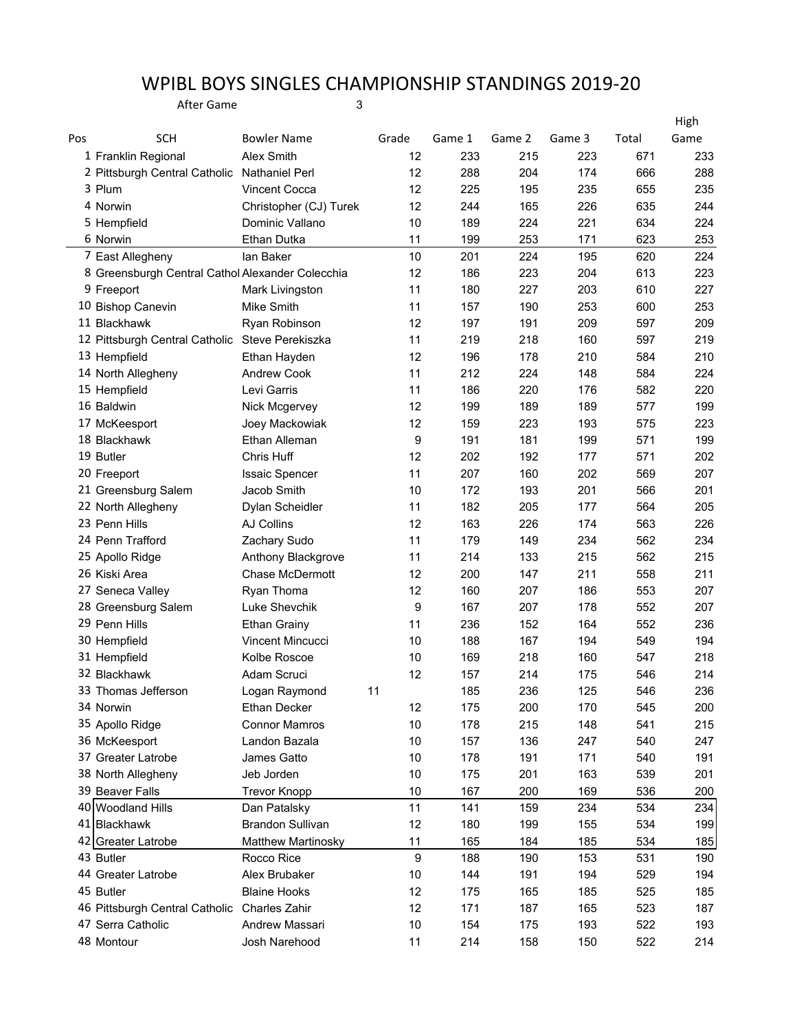# WPIBL BOYS SINGLES CHAMPIONSHIP STANDINGS 2019-20

After Game 3

| Pos | SCH | Bowler Name | Grade | Game 1 | Game 2 | Game 3 | Total | High Game |
|---|---|---|---|---|---|---|---|---|
| 1 | Franklin Regional | Alex Smith | 12 | 233 | 215 | 223 | 671 | 233 |
| 2 | Pittsburgh Central Catholic | Nathaniel Perl | 12 | 288 | 204 | 174 | 666 | 288 |
| 3 | Plum | Vincent Cocca | 12 | 225 | 195 | 235 | 655 | 235 |
| 4 | Norwin | Christopher (CJ) Turek | 12 | 244 | 165 | 226 | 635 | 244 |
| 5 | Hempfield | Dominic Vallano | 10 | 189 | 224 | 221 | 634 | 224 |
| 6 | Norwin | Ethan Dutka | 11 | 199 | 253 | 171 | 623 | 253 |
| 7 | East Allegheny | Ian Baker | 10 | 201 | 224 | 195 | 620 | 224 |
| 8 | Greensburgh Central Cathol | Alexander Colecchia | 12 | 186 | 223 | 204 | 613 | 223 |
| 9 | Freeport | Mark Livingston | 11 | 180 | 227 | 203 | 610 | 227 |
| 10 | Bishop Canevin | Mike Smith | 11 | 157 | 190 | 253 | 600 | 253 |
| 11 | Blackhawk | Ryan Robinson | 12 | 197 | 191 | 209 | 597 | 209 |
| 12 | Pittsburgh Central Catholic | Steve Perekiszka | 11 | 219 | 218 | 160 | 597 | 219 |
| 13 | Hempfield | Ethan Hayden | 12 | 196 | 178 | 210 | 584 | 210 |
| 14 | North Allegheny | Andrew Cook | 11 | 212 | 224 | 148 | 584 | 224 |
| 15 | Hempfield | Levi Garris | 11 | 186 | 220 | 176 | 582 | 220 |
| 16 | Baldwin | Nick Mcgervey | 12 | 199 | 189 | 189 | 577 | 199 |
| 17 | McKeesport | Joey Mackowiak | 12 | 159 | 223 | 193 | 575 | 223 |
| 18 | Blackhawk | Ethan Alleman | 9 | 191 | 181 | 199 | 571 | 199 |
| 19 | Butler | Chris Huff | 12 | 202 | 192 | 177 | 571 | 202 |
| 20 | Freeport | Issaic Spencer | 11 | 207 | 160 | 202 | 569 | 207 |
| 21 | Greensburg Salem | Jacob Smith | 10 | 172 | 193 | 201 | 566 | 201 |
| 22 | North Allegheny | Dylan Scheidler | 11 | 182 | 205 | 177 | 564 | 205 |
| 23 | Penn Hills | AJ Collins | 12 | 163 | 226 | 174 | 563 | 226 |
| 24 | Penn Trafford | Zachary Sudo | 11 | 179 | 149 | 234 | 562 | 234 |
| 25 | Apollo Ridge | Anthony Blackgrove | 11 | 214 | 133 | 215 | 562 | 215 |
| 26 | Kiski Area | Chase McDermott | 12 | 200 | 147 | 211 | 558 | 211 |
| 27 | Seneca Valley | Ryan Thoma | 12 | 160 | 207 | 186 | 553 | 207 |
| 28 | Greensburg Salem | Luke Shevchik | 9 | 167 | 207 | 178 | 552 | 207 |
| 29 | Penn Hills | Ethan Grainy | 11 | 236 | 152 | 164 | 552 | 236 |
| 30 | Hempfield | Vincent Mincucci | 10 | 188 | 167 | 194 | 549 | 194 |
| 31 | Hempfield | Kolbe Roscoe | 10 | 169 | 218 | 160 | 547 | 218 |
| 32 | Blackhawk | Adam Scruci | 12 | 157 | 214 | 175 | 546 | 214 |
| 33 | Thomas Jefferson | Logan Raymond | 11 | 185 | 236 | 125 | 546 | 236 |
| 34 | Norwin | Ethan Decker | 12 | 175 | 200 | 170 | 545 | 200 |
| 35 | Apollo Ridge | Connor Mamros | 10 | 178 | 215 | 148 | 541 | 215 |
| 36 | McKeesport | Landon Bazala | 10 | 157 | 136 | 247 | 540 | 247 |
| 37 | Greater Latrobe | James Gatto | 10 | 178 | 191 | 171 | 540 | 191 |
| 38 | North Allegheny | Jeb Jorden | 10 | 175 | 201 | 163 | 539 | 201 |
| 39 | Beaver Falls | Trevor Knopp | 10 | 167 | 200 | 169 | 536 | 200 |
| 40 | Woodland Hills | Dan Patalsky | 11 | 141 | 159 | 234 | 534 | 234 |
| 41 | Blackhawk | Brandon Sullivan | 12 | 180 | 199 | 155 | 534 | 199 |
| 42 | Greater Latrobe | Matthew Martinosky | 11 | 165 | 184 | 185 | 534 | 185 |
| 43 | Butler | Rocco Rice | 9 | 188 | 190 | 153 | 531 | 190 |
| 44 | Greater Latrobe | Alex Brubaker | 10 | 144 | 191 | 194 | 529 | 194 |
| 45 | Butler | Blaine Hooks | 12 | 175 | 165 | 185 | 525 | 185 |
| 46 | Pittsburgh Central Catholic | Charles Zahir | 12 | 171 | 187 | 165 | 523 | 187 |
| 47 | Serra Catholic | Andrew Massari | 10 | 154 | 175 | 193 | 522 | 193 |
| 48 | Montour | Josh Narehood | 11 | 214 | 158 | 150 | 522 | 214 |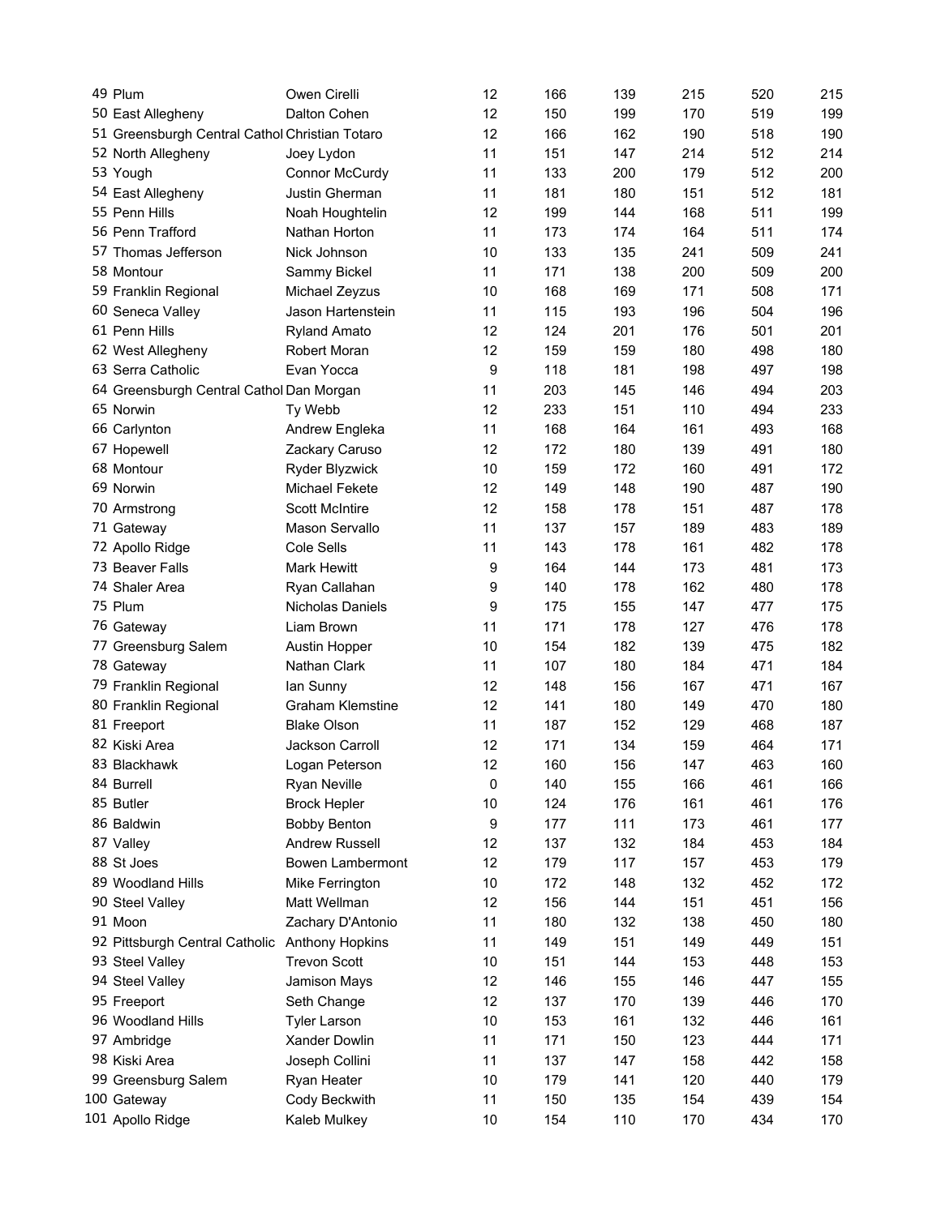| | | | | | | | | |
|---|---|---|---|---|---|---|---|---|
| 49 | Plum | Owen Cirelli | 12 | 166 | 139 | 215 | 520 | 215 |
| 50 | East Allegheny | Dalton Cohen | 12 | 150 | 199 | 170 | 519 | 199 |
| 51 | Greensburgh Central Cathol | Christian Totaro | 12 | 166 | 162 | 190 | 518 | 190 |
| 52 | North Allegheny | Joey Lydon | 11 | 151 | 147 | 214 | 512 | 214 |
| 53 | Yough | Connor McCurdy | 11 | 133 | 200 | 179 | 512 | 200 |
| 54 | East Allegheny | Justin Gherman | 11 | 181 | 180 | 151 | 512 | 181 |
| 55 | Penn Hills | Noah Houghtelin | 12 | 199 | 144 | 168 | 511 | 199 |
| 56 | Penn Trafford | Nathan Horton | 11 | 173 | 174 | 164 | 511 | 174 |
| 57 | Thomas Jefferson | Nick Johnson | 10 | 133 | 135 | 241 | 509 | 241 |
| 58 | Montour | Sammy Bickel | 11 | 171 | 138 | 200 | 509 | 200 |
| 59 | Franklin Regional | Michael Zeyzus | 10 | 168 | 169 | 171 | 508 | 171 |
| 60 | Seneca Valley | Jason Hartenstein | 11 | 115 | 193 | 196 | 504 | 196 |
| 61 | Penn Hills | Ryland Amato | 12 | 124 | 201 | 176 | 501 | 201 |
| 62 | West Allegheny | Robert Moran | 12 | 159 | 159 | 180 | 498 | 180 |
| 63 | Serra Catholic | Evan Yocca | 9 | 118 | 181 | 198 | 497 | 198 |
| 64 | Greensburgh Central Cathol | Dan Morgan | 11 | 203 | 145 | 146 | 494 | 203 |
| 65 | Norwin | Ty Webb | 12 | 233 | 151 | 110 | 494 | 233 |
| 66 | Carlynton | Andrew Engleka | 11 | 168 | 164 | 161 | 493 | 168 |
| 67 | Hopewell | Zackary Caruso | 12 | 172 | 180 | 139 | 491 | 180 |
| 68 | Montour | Ryder Blyzwick | 10 | 159 | 172 | 160 | 491 | 172 |
| 69 | Norwin | Michael Fekete | 12 | 149 | 148 | 190 | 487 | 190 |
| 70 | Armstrong | Scott McIntire | 12 | 158 | 178 | 151 | 487 | 178 |
| 71 | Gateway | Mason Servallo | 11 | 137 | 157 | 189 | 483 | 189 |
| 72 | Apollo Ridge | Cole Sells | 11 | 143 | 178 | 161 | 482 | 178 |
| 73 | Beaver Falls | Mark Hewitt | 9 | 164 | 144 | 173 | 481 | 173 |
| 74 | Shaler Area | Ryan Callahan | 9 | 140 | 178 | 162 | 480 | 178 |
| 75 | Plum | Nicholas Daniels | 9 | 175 | 155 | 147 | 477 | 175 |
| 76 | Gateway | Liam Brown | 11 | 171 | 178 | 127 | 476 | 178 |
| 77 | Greensburg Salem | Austin Hopper | 10 | 154 | 182 | 139 | 475 | 182 |
| 78 | Gateway | Nathan Clark | 11 | 107 | 180 | 184 | 471 | 184 |
| 79 | Franklin Regional | Ian Sunny | 12 | 148 | 156 | 167 | 471 | 167 |
| 80 | Franklin Regional | Graham Klemstine | 12 | 141 | 180 | 149 | 470 | 180 |
| 81 | Freeport | Blake Olson | 11 | 187 | 152 | 129 | 468 | 187 |
| 82 | Kiski Area | Jackson Carroll | 12 | 171 | 134 | 159 | 464 | 171 |
| 83 | Blackhawk | Logan Peterson | 12 | 160 | 156 | 147 | 463 | 160 |
| 84 | Burrell | Ryan Neville | 0 | 140 | 155 | 166 | 461 | 166 |
| 85 | Butler | Brock Hepler | 10 | 124 | 176 | 161 | 461 | 176 |
| 86 | Baldwin | Bobby Benton | 9 | 177 | 111 | 173 | 461 | 177 |
| 87 | Valley | Andrew Russell | 12 | 137 | 132 | 184 | 453 | 184 |
| 88 | St Joes | Bowen Lambermont | 12 | 179 | 117 | 157 | 453 | 179 |
| 89 | Woodland Hills | Mike Ferrington | 10 | 172 | 148 | 132 | 452 | 172 |
| 90 | Steel Valley | Matt Wellman | 12 | 156 | 144 | 151 | 451 | 156 |
| 91 | Moon | Zachary D'Antonio | 11 | 180 | 132 | 138 | 450 | 180 |
| 92 | Pittsburgh Central Catholic | Anthony Hopkins | 11 | 149 | 151 | 149 | 449 | 151 |
| 93 | Steel Valley | Trevon Scott | 10 | 151 | 144 | 153 | 448 | 153 |
| 94 | Steel Valley | Jamison Mays | 12 | 146 | 155 | 146 | 447 | 155 |
| 95 | Freeport | Seth Change | 12 | 137 | 170 | 139 | 446 | 170 |
| 96 | Woodland Hills | Tyler Larson | 10 | 153 | 161 | 132 | 446 | 161 |
| 97 | Ambridge | Xander Dowlin | 11 | 171 | 150 | 123 | 444 | 171 |
| 98 | Kiski Area | Joseph Collini | 11 | 137 | 147 | 158 | 442 | 158 |
| 99 | Greensburg Salem | Ryan Heater | 10 | 179 | 141 | 120 | 440 | 179 |
| 100 | Gateway | Cody Beckwith | 11 | 150 | 135 | 154 | 439 | 154 |
| 101 | Apollo Ridge | Kaleb Mulkey | 10 | 154 | 110 | 170 | 434 | 170 |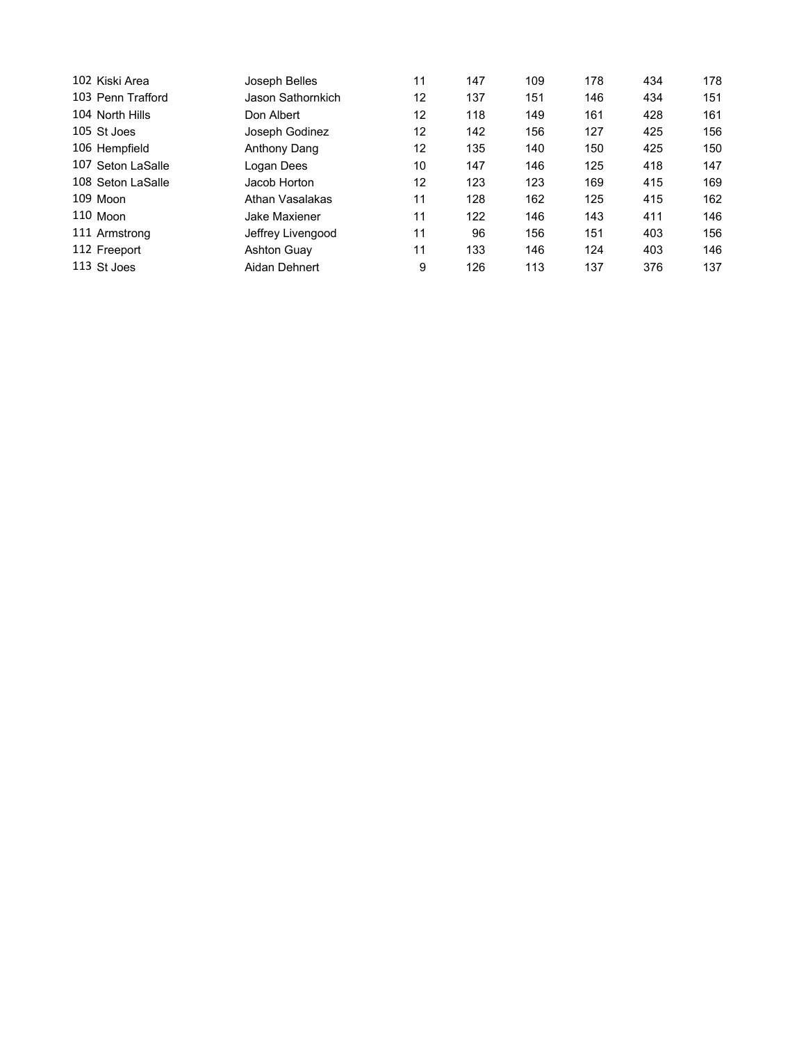| | | | | | | | | |
|---|---|---|---|---|---|---|---|---|
| 102 | Kiski Area | Joseph Belles | 11 | 147 | 109 | 178 | 434 | 178 |
| 103 | Penn Trafford | Jason Sathornkich | 12 | 137 | 151 | 146 | 434 | 151 |
| 104 | North Hills | Don Albert | 12 | 118 | 149 | 161 | 428 | 161 |
| 105 | St Joes | Joseph Godinez | 12 | 142 | 156 | 127 | 425 | 156 |
| 106 | Hempfield | Anthony Dang | 12 | 135 | 140 | 150 | 425 | 150 |
| 107 | Seton LaSalle | Logan Dees | 10 | 147 | 146 | 125 | 418 | 147 |
| 108 | Seton LaSalle | Jacob Horton | 12 | 123 | 123 | 169 | 415 | 169 |
| 109 | Moon | Athan Vasalakas | 11 | 128 | 162 | 125 | 415 | 162 |
| 110 | Moon | Jake Maxiener | 11 | 122 | 146 | 143 | 411 | 146 |
| 111 | Armstrong | Jeffrey Livengood | 11 | 96 | 156 | 151 | 403 | 156 |
| 112 | Freeport | Ashton Guay | 11 | 133 | 146 | 124 | 403 | 146 |
| 113 | St Joes | Aidan Dehnert | 9 | 126 | 113 | 137 | 376 | 137 |